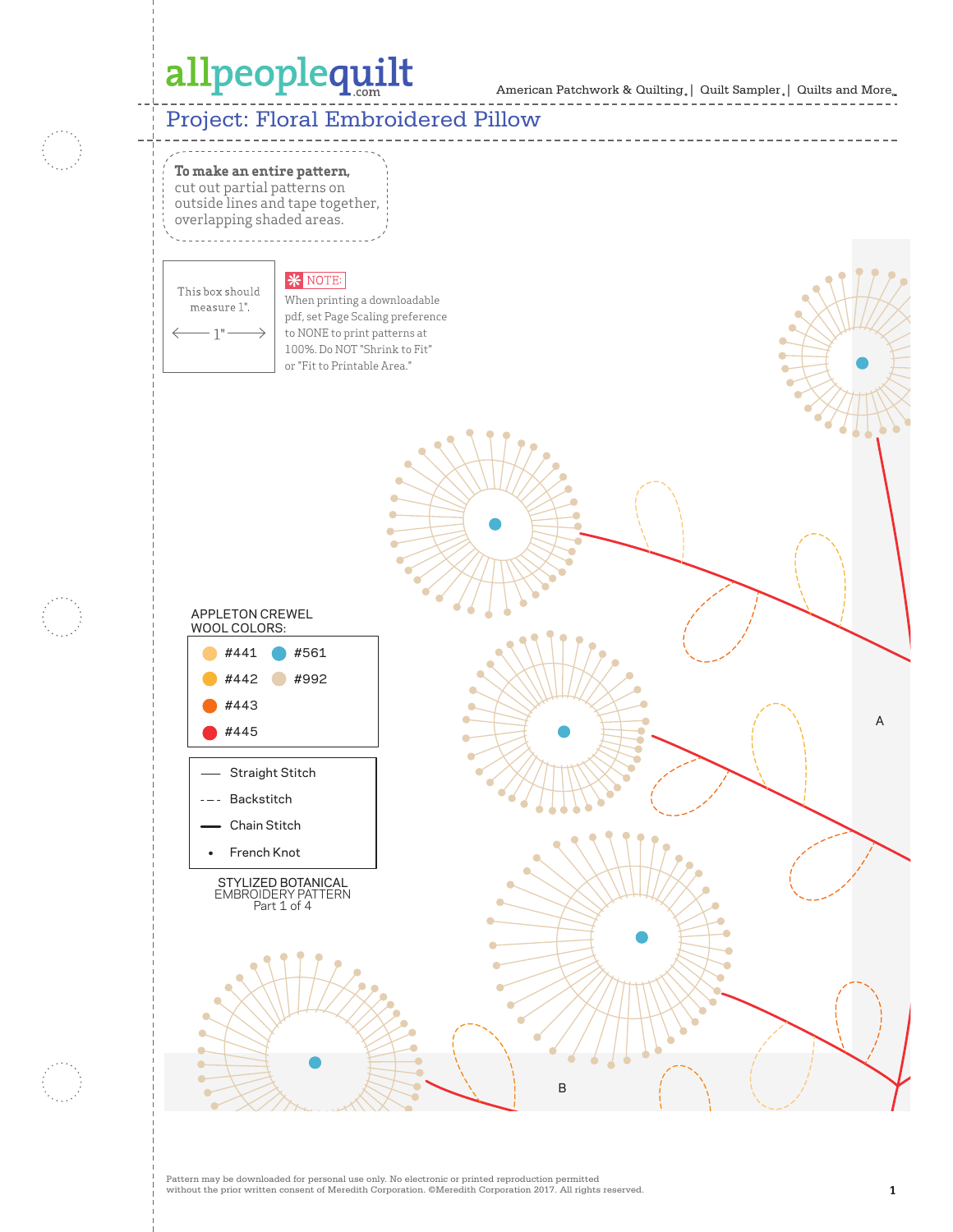# Project: Floral Embroidered Pillow

**To make an entire pattern,** cut out partial patterns on outside lines and tape together, overlapping shaded areas.

This box should measure 1".

1"

NOTE: When printing a downloadable pdf, set Page Scaling preference to NONE to print patterns at 100%. Do NOT "Shrink to Fit" or "Fit to Printable Area."

APPLETON CREWEL WOOL COLORS:

| | |
|---|---|
| #441 | #561 |
| #442 | #992 |
| #443 | |
| #445 | |

- Straight Stitch
- Backstitch
- Chain Stitch
- French Knot

STYLIZED BOTANICAL EMBROIDERY PATTERN
Part 1 of 4

A

B

Pattern may be downloaded for personal use only. No electronic or printed reproduction permitted without the prior written consent of Meredith Corporation. ©Meredith Corporation 2017. All rights reserved.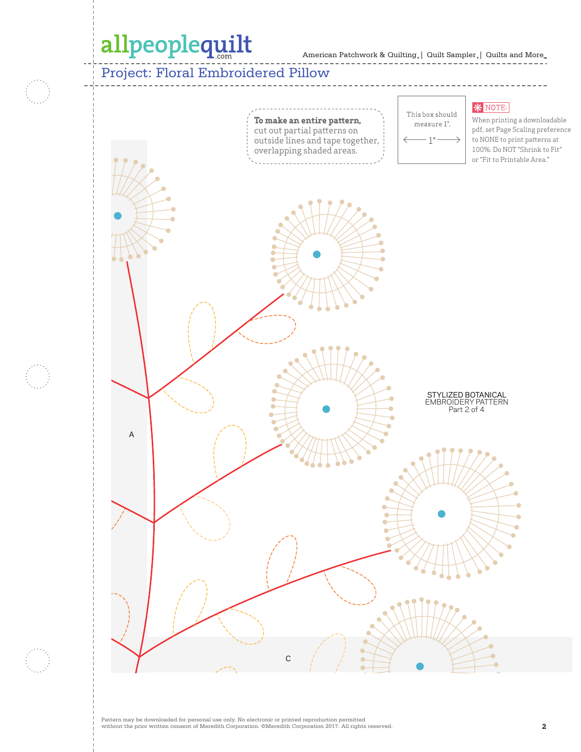# Project: Floral Embroidered Pillow

**To make an entire pattern,** cut out partial patterns on outside lines and tape together, overlapping shaded areas.

This box should measure 1".

← 1" →

NOTE: When printing a downloadable pdf, set Page Scaling preference to NONE to print patterns at 100%. Do NOT "Shrink to Fit" or "Fit to Printable Area."

STYLIZED BOTANICAL
EMBROIDERY PATTERN
Part 2 of 4

A

C

Pattern may be downloaded for personal use only. No electronic or printed reproduction permitted without the prior written consent of Meredith Corporation. ©Meredith Corporation 2017. All rights reserved.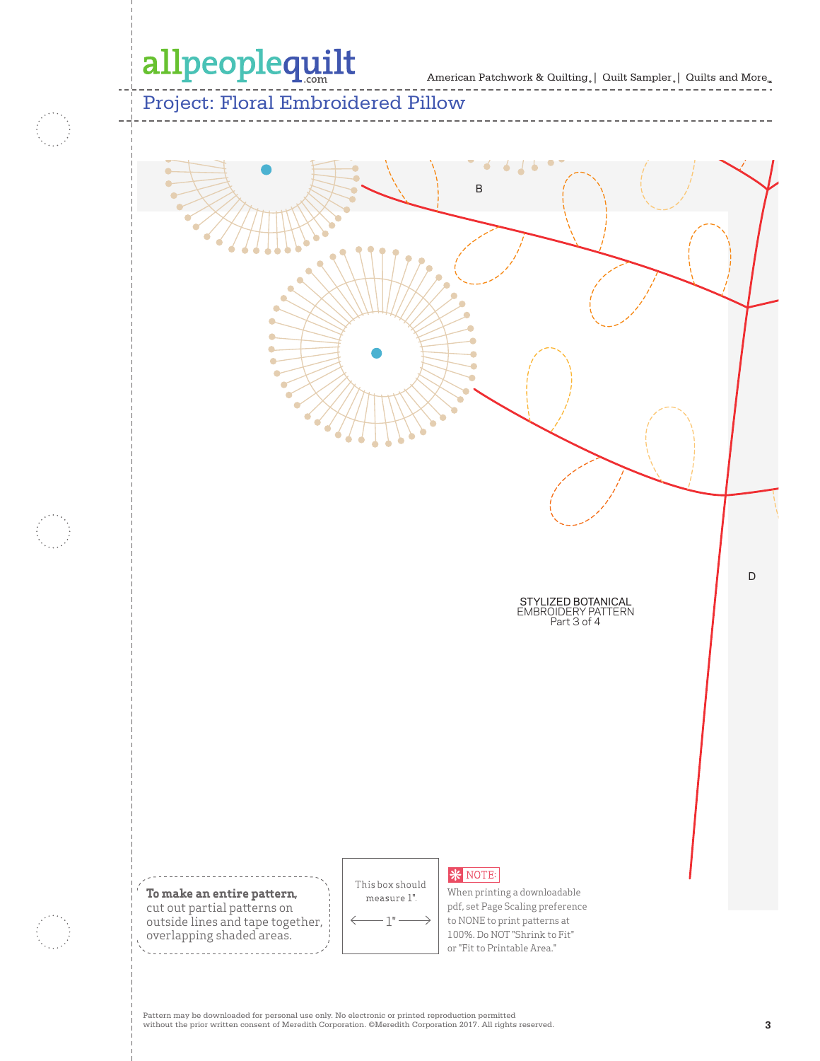# allpeoplequilt.com

American Patchwork & Quilting | Quilt Sampler | Quilts and More

## Project: Floral Embroidered Pillow

B

D

STYLIZED BOTANICAL
EMBROIDERY PATTERN
Part 3 of 4

**To make an entire pattern,** cut out partial patterns on outside lines and tape together, overlapping shaded areas.

This box should measure 1".

← 1" →

NOTE: When printing a downloadable pdf, set Page Scaling preference to NONE to print patterns at 100%. Do NOT "Shrink to Fit" or "Fit to Printable Area."

Pattern may be downloaded for personal use only. No electronic or printed reproduction permitted without the prior written consent of Meredith Corporation. ©Meredith Corporation 2017. All rights reserved.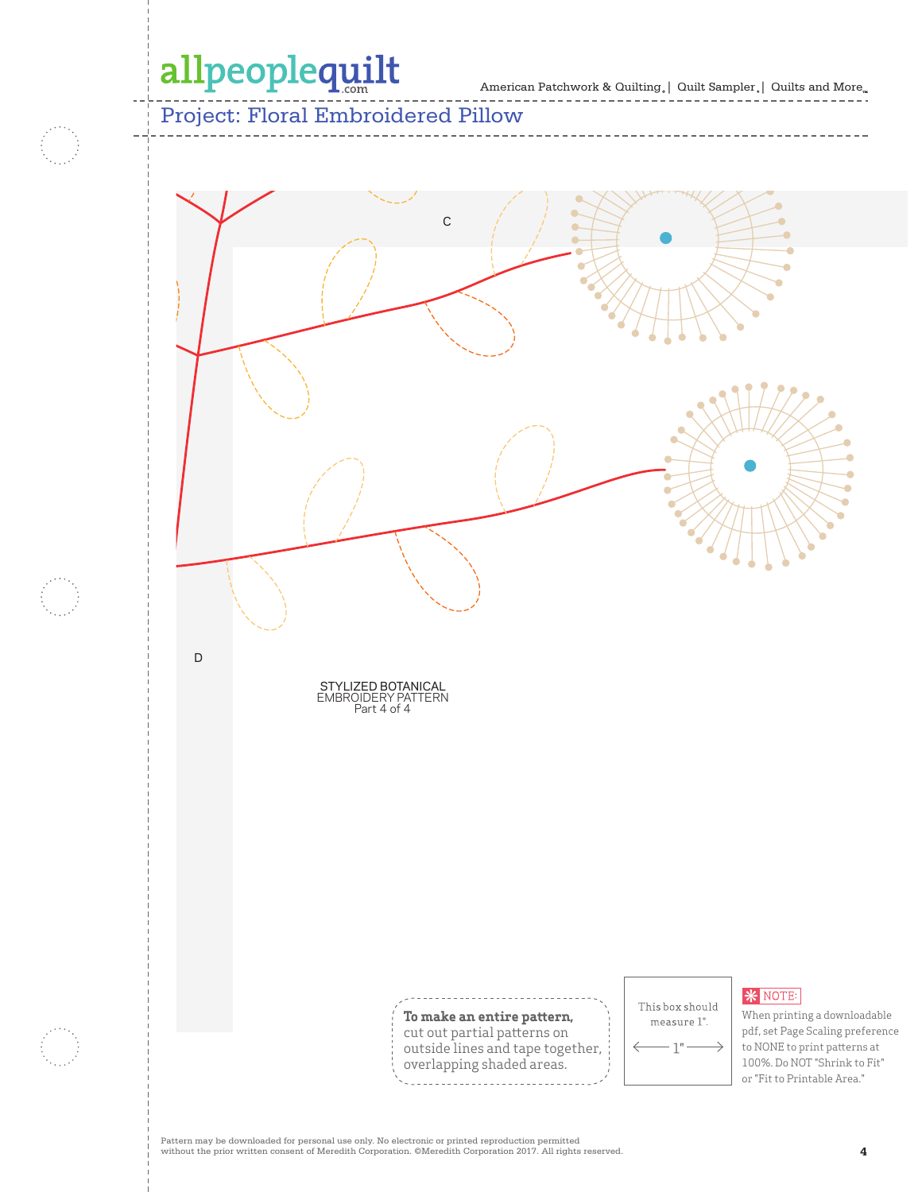# Project: Floral Embroidered Pillow

C

D

STYLIZED BOTANICAL
EMBROIDERY PATTERN
Part 4 of 4

**To make an entire pattern,** cut out partial patterns on outside lines and tape together, overlapping shaded areas.

This box should measure 1".

← 1" →

NOTE: When printing a downloadable pdf, set Page Scaling preference to NONE to print patterns at 100%. Do NOT "Shrink to Fit" or "Fit to Printable Area."

Pattern may be downloaded for personal use only. No electronic or printed reproduction permitted without the prior written consent of Meredith Corporation. ©Meredith Corporation 2017. All rights reserved.